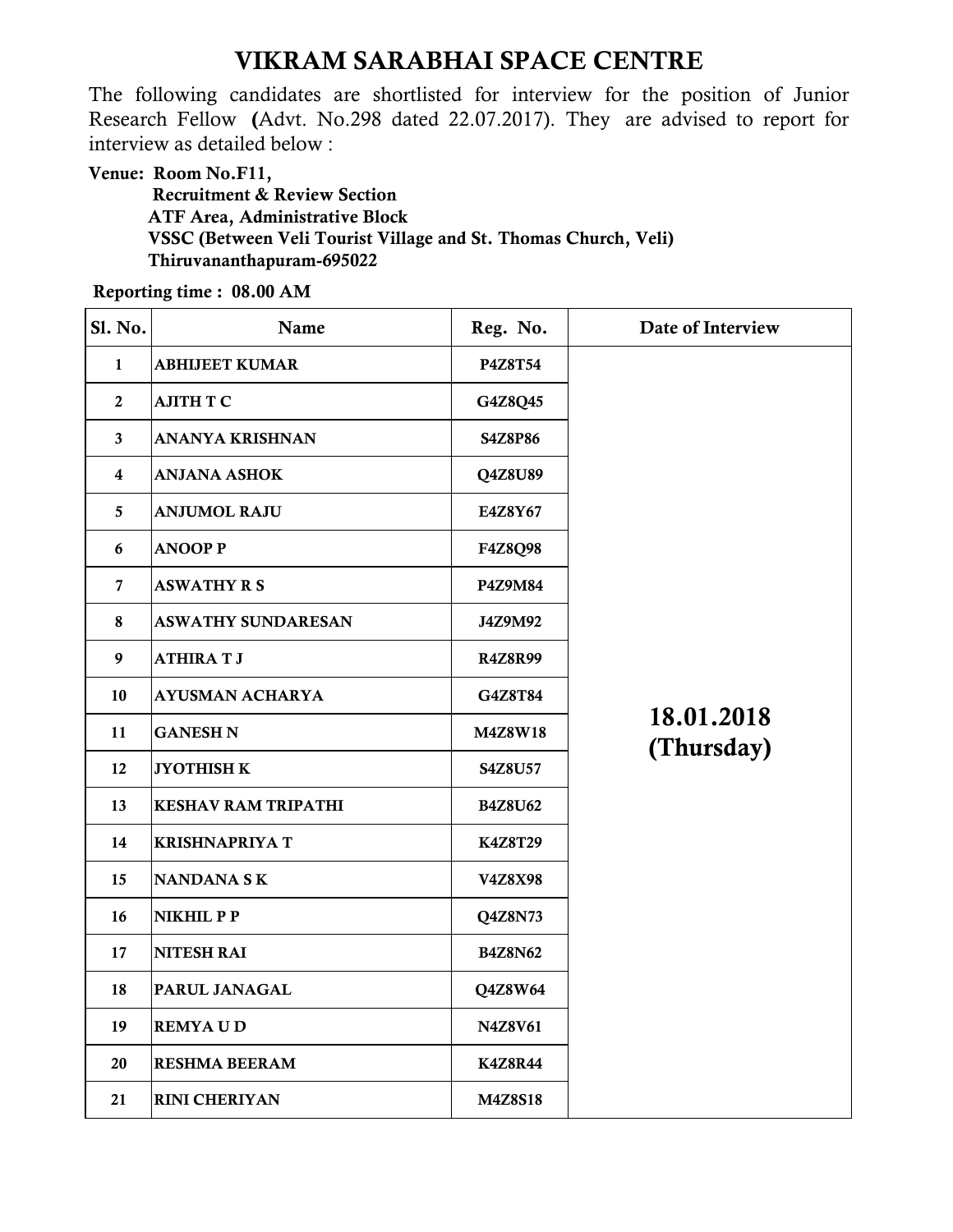# VIKRAM SARABHAI SPACE CENTRE

The following candidates are shortlisted for interview for the position of Junior Research Fellow (Advt. No.298 dated 22.07.2017). They are advised to report for interview as detailed below :

**Venue: Room No.F11,**
**Recruitment & Review Section**
**ATF Area, Administrative Block**
**VSSC (Between Veli Tourist Village and St. Thomas Church, Veli)**
**Thiruvananthapuram-695022**

**Reporting time : 08.00 AM**

| Sl. No. | Name | Reg. No. | Date of Interview |
|---|---|---|---|
| 1 | ABHIJEET KUMAR | P4Z8T54 | 18.01.2018 (Thursday) |
| 2 | AJITH T C | G4Z8Q45 | |
| 3 | ANANYA KRISHNAN | S4Z8P86 | |
| 4 | ANJANA ASHOK | Q4Z8U89 | |
| 5 | ANJUMOL RAJU | E4Z8Y67 | |
| 6 | ANOOP P | F4Z8Q98 | |
| 7 | ASWATHY R S | P4Z9M84 | |
| 8 | ASWATHY SUNDARESAN | J4Z9M92 | |
| 9 | ATHIRA T J | R4Z8R99 | |
| 10 | AYUSMAN ACHARYA | G4Z8T84 | |
| 11 | GANESH N | M4Z8W18 | |
| 12 | JYOTHISH K | S4Z8U57 | |
| 13 | KESHAV RAM TRIPATHI | B4Z8U62 | |
| 14 | KRISHNAPRIYA T | K4Z8T29 | |
| 15 | NANDANA S K | V4Z8X98 | |
| 16 | NIKHIL P P | Q4Z8N73 | |
| 17 | NITESH RAI | B4Z8N62 | |
| 18 | PARUL JANAGAL | Q4Z8W64 | |
| 19 | REMYA U D | N4Z8V61 | |
| 20 | RESHMA BEERAM | K4Z8R44 | |
| 21 | RINI CHERIYAN | M4Z8S18 | |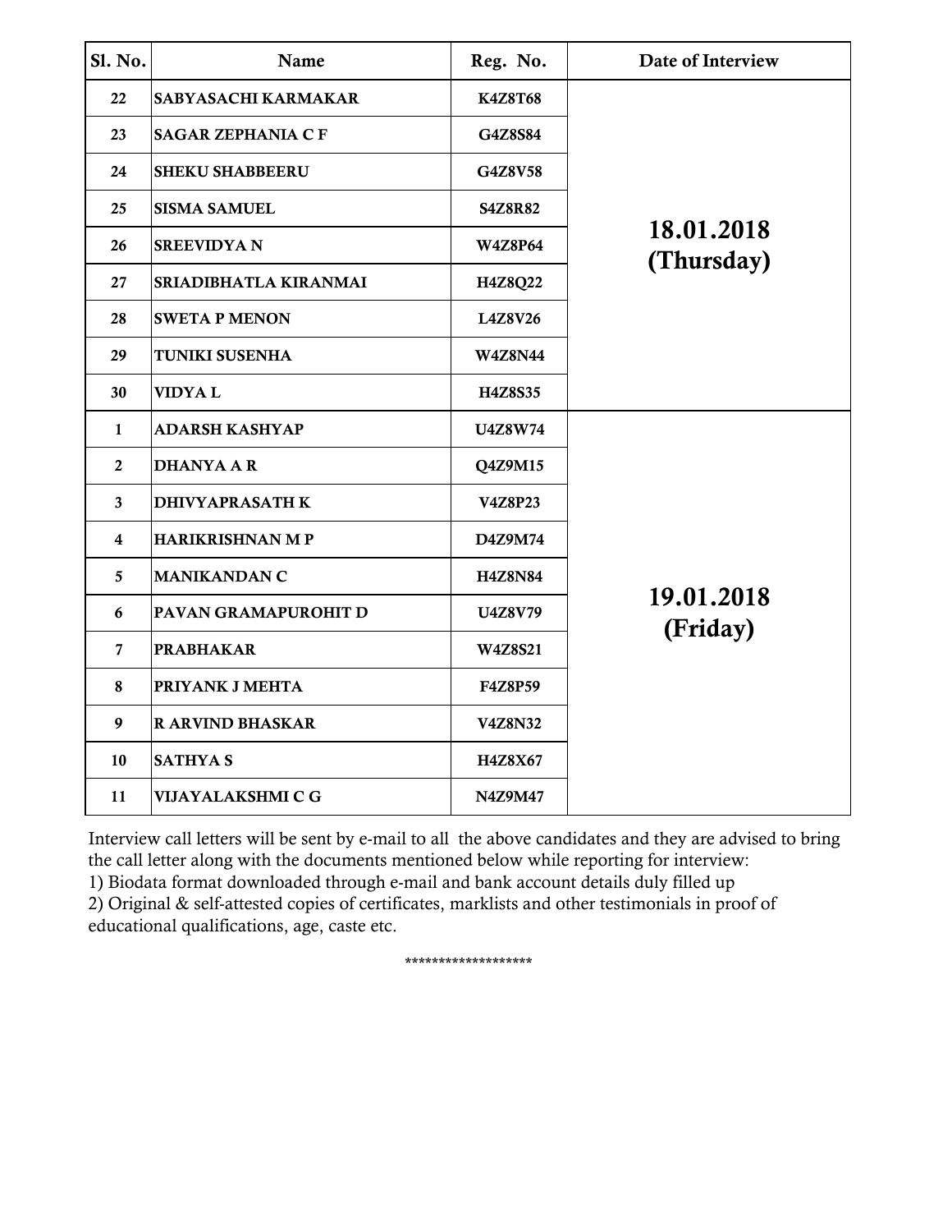| Sl. No. | Name | Reg. No. | Date of Interview |
|---|---|---|---|
| 22 | SABYASACHI KARMAKAR | K4Z8T68 | 18.01.2018 (Thursday) |
| 23 | SAGAR ZEPHANIA C F | G4Z8S84 | |
| 24 | SHEKU SHABBEERU | G4Z8V58 | |
| 25 | SISMA SAMUEL | S4Z8R82 | |
| 26 | SREEVIDYA N | W4Z8P64 | |
| 27 | SRIADIBHATLA KIRANMAI | H4Z8Q22 | |
| 28 | SWETA P MENON | L4Z8V26 | |
| 29 | TUNIKI SUSENHA | W4Z8N44 | |
| 30 | VIDYA L | H4Z8S35 | |
| 1 | ADARSH KASHYAP | U4Z8W74 | 19.01.2018 (Friday) |
| 2 | DHANYA A R | Q4Z9M15 | |
| 3 | DHIVYAPRASATH K | V4Z8P23 | |
| 4 | HARIKRISHNAN M P | D4Z9M74 | |
| 5 | MANIKANDAN C | H4Z8N84 | |
| 6 | PAVAN GRAMAPUROHIT D | U4Z8V79 | |
| 7 | PRABHAKAR | W4Z8S21 | |
| 8 | PRIYANK J MEHTA | F4Z8P59 | |
| 9 | R ARVIND BHASKAR | V4Z8N32 | |
| 10 | SATHYA S | H4Z8X67 | |
| 11 | VIJAYALAKSHMI C G | N4Z9M47 | |

Interview call letters will be sent by e-mail to all the above candidates and they are advised to bring the call letter along with the documents mentioned below while reporting for interview:

1) Biodata format downloaded through e-mail and bank account details duly filled up
2) Original & self-attested copies of certificates, marklists and other testimonials in proof of educational qualifications, age, caste etc.

*******************